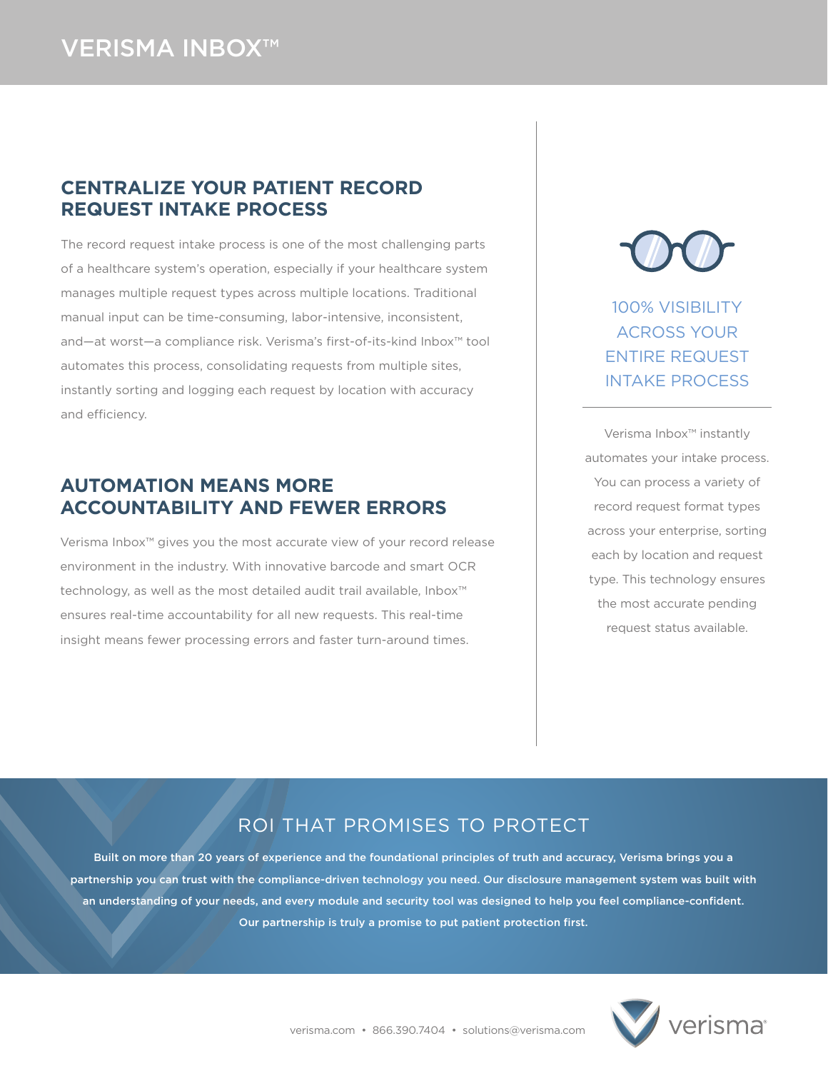# VERISMA INBOX™

## CENTRALIZE YOUR PATIENT RECORD REQUEST INTAKE PROCESS

The record request intake process is one of the most challenging parts of a healthcare system's operation, especially if your healthcare system manages multiple request types across multiple locations. Traditional manual input can be time-consuming, labor-intensive, inconsistent, and—at worst—a compliance risk. Verisma's first-of-its-kind Inbox™ tool automates this process, consolidating requests from multiple sites, instantly sorting and logging each request by location with accuracy and efficiency.

## AUTOMATION MEANS MORE ACCOUNTABILITY AND FEWER ERRORS

Verisma Inbox™ gives you the most accurate view of your record release environment in the industry. With innovative barcode and smart OCR technology, as well as the most detailed audit trail available, Inbox™ ensures real-time accountability for all new requests. This real-time insight means fewer processing errors and faster turn-around times.

### 100% VISIBILITY ACROSS YOUR ENTIRE REQUEST INTAKE PROCESS

Verisma Inbox™ instantly automates your intake process. You can process a variety of record request format types across your enterprise, sorting each by location and request type. This technology ensures the most accurate pending request status available.

## ROI THAT PROMISES TO PROTECT

**Built on more than 20 years of experience and the foundational principles of truth and accuracy, Verisma brings you a partnership you can trust with the compliance-driven technology you need. Our disclosure management system was built with an understanding of your needs, and every module and security tool was designed to help you feel compliance-confident. Our partnership is truly a promise to put patient protection first.**

verisma.com • 866.390.7404 • solutions@verisma.com

verisma®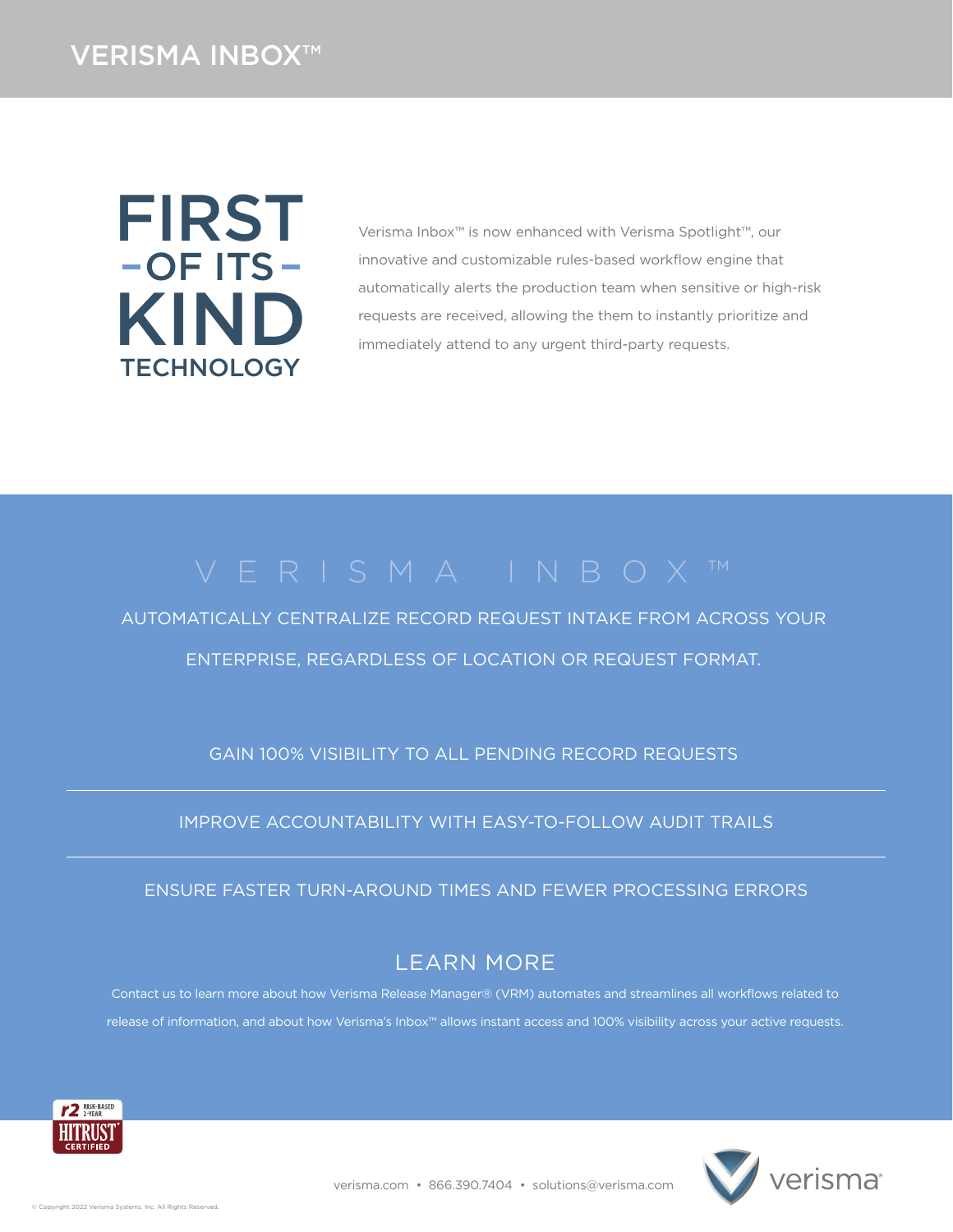# VERISMA INBOX™

## FIRST OF ITS KIND TECHNOLOGY

Verisma Inbox™ is now enhanced with Verisma Spotlight™, our innovative and customizable rules-based workflow engine that automatically alerts the production team when sensitive or high-risk requests are received, allowing the them to instantly prioritize and immediately attend to any urgent third-party requests.

## VERISMA INBOX™

AUTOMATICALLY CENTRALIZE RECORD REQUEST INTAKE FROM ACROSS YOUR ENTERPRISE, REGARDLESS OF LOCATION OR REQUEST FORMAT.

GAIN 100% VISIBILITY TO ALL PENDING RECORD REQUESTS

---

IMPROVE ACCOUNTABILITY WITH EASY-TO-FOLLOW AUDIT TRAILS

---

ENSURE FASTER TURN-AROUND TIMES AND FEWER PROCESSING ERRORS

## LEARN MORE

Contact us to learn more about how Verisma Release Manager® (VRM) automates and streamlines all workflows related to release of information, and about how Verisma's Inbox™ allows instant access and 100% visibility across your active requests.

r2 RISK-BASED 2-YEAR HITRUST CERTIFIED

verisma.com • 866.390.7404 • solutions@verisma.com

verisma

© Copyright 2022 Verisma Systems, Inc. All Rights Reserved.